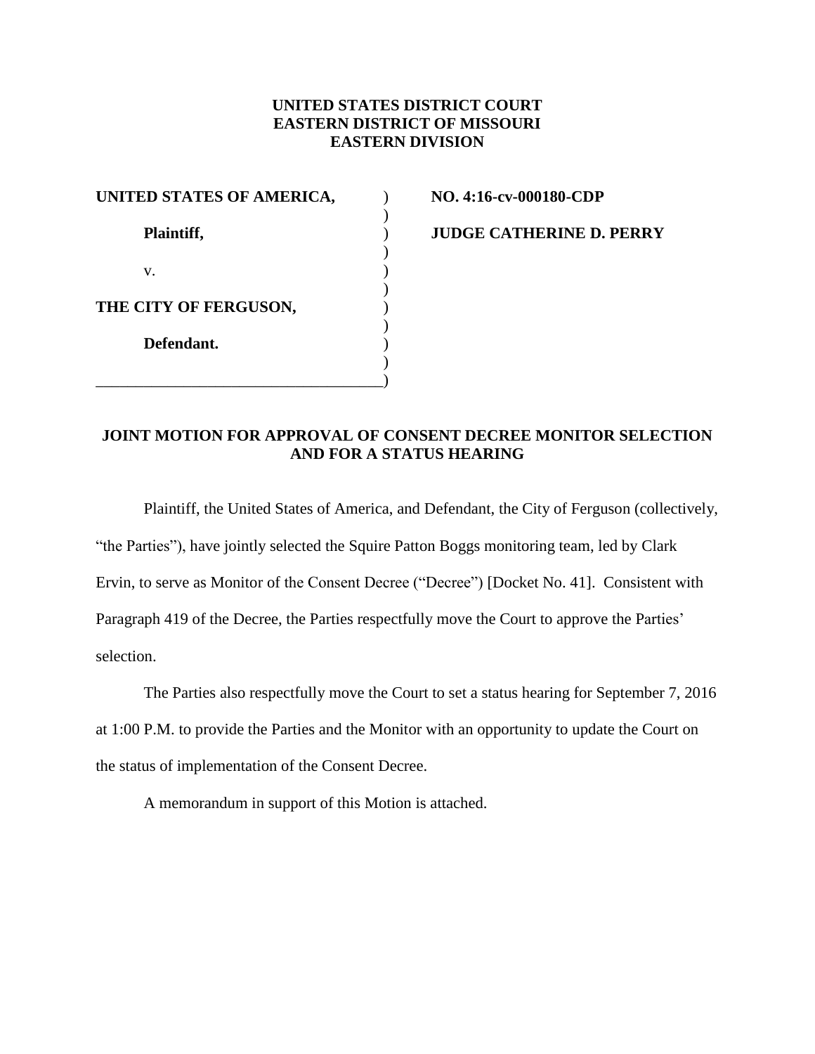**UNITED STATES DISTRICT COURT**
**EASTERN DISTRICT OF MISSOURI**
**EASTERN DIVISION**

| | | |
|---|---|---|
| **UNITED STATES OF AMERICA,** | ) | **NO. 4:16-cv-000180-CDP** |
| | ) | |
| **Plaintiff,** | ) | **JUDGE CATHERINE D. PERRY** |
| | ) | |
| v. | ) | |
| | ) | |
| **THE CITY OF FERGUSON,** | ) | |
| | ) | |
| **Defendant.** | ) | |
| | ) | |

## JOINT MOTION FOR APPROVAL OF CONSENT DECREE MONITOR SELECTION AND FOR A STATUS HEARING

Plaintiff, the United States of America, and Defendant, the City of Ferguson (collectively, "the Parties"), have jointly selected the Squire Patton Boggs monitoring team, led by Clark Ervin, to serve as Monitor of the Consent Decree ("Decree") [Docket No. 41]. Consistent with Paragraph 419 of the Decree, the Parties respectfully move the Court to approve the Parties' selection.

The Parties also respectfully move the Court to set a status hearing for September 7, 2016 at 1:00 P.M. to provide the Parties and the Monitor with an opportunity to update the Court on the status of implementation of the Consent Decree.

A memorandum in support of this Motion is attached.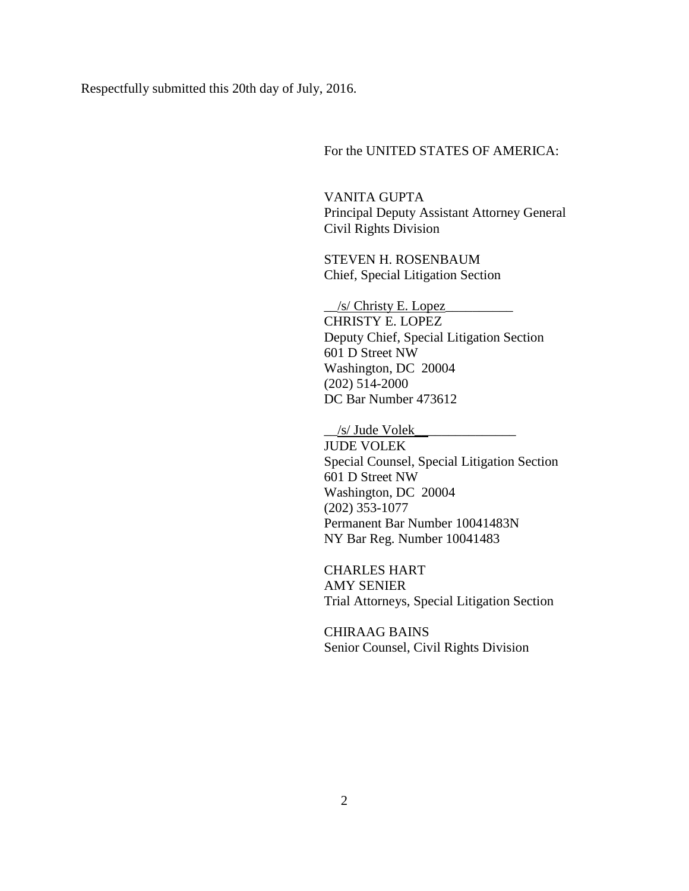Respectfully submitted this 20th day of July, 2016.

For the UNITED STATES OF AMERICA:

VANITA GUPTA  
Principal Deputy Assistant Attorney General  
Civil Rights Division

STEVEN H. ROSENBAUM  
Chief, Special Litigation Section

__/s/ Christy E. Lopez__________  
CHRISTY E. LOPEZ  
Deputy Chief, Special Litigation Section  
601 D Street NW  
Washington, DC 20004  
(202) 514-2000  
DC Bar Number 473612

__/s/ Jude Volek__ ____________  
JUDE VOLEK  
Special Counsel, Special Litigation Section  
601 D Street NW  
Washington, DC 20004  
(202) 353-1077  
Permanent Bar Number 10041483N  
NY Bar Reg. Number 10041483

CHARLES HART  
AMY SENIER  
Trial Attorneys, Special Litigation Section

CHIRAAG BAINS  
Senior Counsel, Civil Rights Division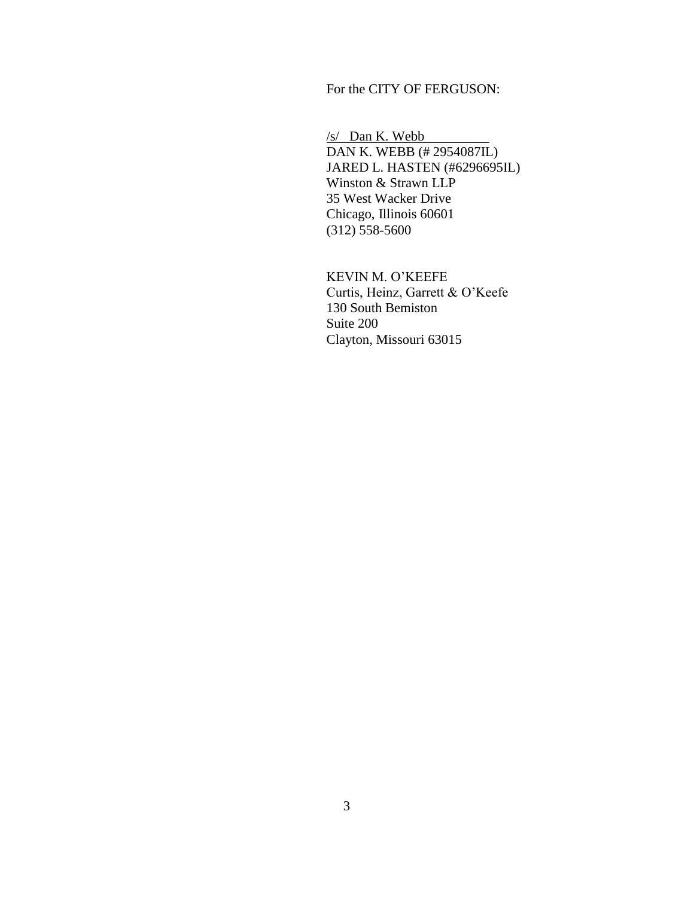For the CITY OF FERGUSON:

/s/ Dan K. Webb
DAN K. WEBB (# 2954087IL)
JARED L. HASTEN (#6296695IL)
Winston & Strawn LLP
35 West Wacker Drive
Chicago, Illinois 60601
(312) 558-5600

KEVIN M. O'KEEFE
Curtis, Heinz, Garrett & O'Keefe
130 South Bemiston
Suite 200
Clayton, Missouri 63015